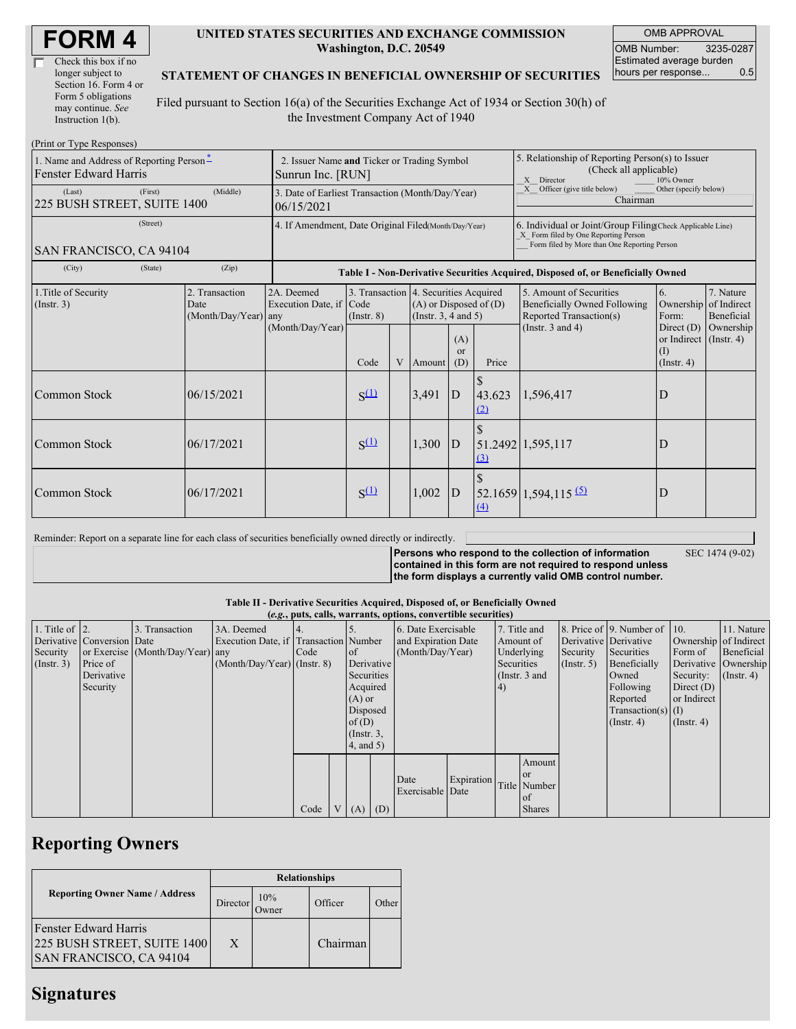# FORM 4

☐ Check this box if no longer subject to Section 16. Form 4 or Form 5 obligations may continue. *See* Instruction 1(b).

**UNITED STATES SECURITIES AND EXCHANGE COMMISSION**
**Washington, D.C. 20549**

**STATEMENT OF CHANGES IN BENEFICIAL OWNERSHIP OF SECURITIES**

Filed pursuant to Section 16(a) of the Securities Exchange Act of 1934 or Section 30(h) of the Investment Company Act of 1940

| OMB APPROVAL | |
|---|---|
| OMB Number: | 3235-0287 |
| Estimated average burden hours per response... | 0.5 |

(Print or Type Responses)

| | | |
|---|---|---|
| 1. Name and Address of Reporting Person * Fenster Edward Harris | 2. Issuer Name **and** Ticker or Trading Symbol Sunrun Inc. [RUN] | 5. Relationship of Reporting Person(s) to Issuer (Check all applicable) _X_ Director ___ 10% Owner _X_ Officer (give title below) ___ Other (specify below) Chairman |
| (Last) (First) (Middle) 225 BUSH STREET, SUITE 1400 | 3. Date of Earliest Transaction (Month/Day/Year) 06/15/2021 | |
| (Street) SAN FRANCISCO, CA 94104 | 4. If Amendment, Date Original Filed(Month/Day/Year) | 6. Individual or Joint/Group Filing(Check Applicable Line) _X_ Form filed by One Reporting Person ___ Form filed by More than One Reporting Person |
| (City) (State) (Zip) | | |

**Table I - Non-Derivative Securities Acquired, Disposed of, or Beneficially Owned**

| 1.Title of Security (Instr. 3) | 2. Transaction Date (Month/Day/Year) | 2A. Deemed Execution Date, if any (Month/Day/Year) | 3. Transaction Code (Instr. 8) | | 4. Securities Acquired (A) or Disposed of (D) (Instr. 3, 4 and 5) | | | 5. Amount of Securities Beneficially Owned Following Reported Transaction(s) (Instr. 3 and 4) | 6. Ownership Form: Direct (D) or Indirect (I) (Instr. 4) | 7. Nature of Indirect Beneficial Ownership (Instr. 4) |
|---|---|---|---|---|---|---|---|---|---|---|
| | | | Code | V | Amount | (A) or (D) | Price | | | |
| Common Stock | 06/15/2021 | | S(1) | | 3,491 | D | $ 43.623 (2) | 1,596,417 | D | |
| Common Stock | 06/17/2021 | | S(1) | | 1,300 | D | $ 51.2492 (3) | 1,595,117 | D | |
| Common Stock | 06/17/2021 | | S(1) | | 1,002 | D | $ 52.1659 (4) | 1,594,115 (5) | D | |

Reminder: Report on a separate line for each class of securities beneficially owned directly or indirectly.

**Persons who respond to the collection of information contained in this form are not required to respond unless the form displays a currently valid OMB control number.** SEC 1474 (9-02)

**Table II - Derivative Securities Acquired, Disposed of, or Beneficially Owned**
***(e.g.*, puts, calls, warrants, options, convertible securities)**

| 1. Title of Derivative Security (Instr. 3) | 2. Conversion or Exercise Price of Derivative Security | 3. Transaction Date (Month/Day/Year) | 3A. Deemed Execution Date, if any (Month/Day/Year) | 4. Transaction Code (Instr. 8) | | 5. Number of Derivative Securities Acquired (A) or Disposed of (D) (Instr. 3, 4, and 5) | | 6. Date Exercisable and Expiration Date (Month/Day/Year) | | 7. Title and Amount of Underlying Securities (Instr. 3 and 4) | | 8. Price of Derivative Security (Instr. 5) | 9. Number of Derivative Securities Beneficially Owned Following Reported Transaction(s) (Instr. 4) | 10. Ownership Form of Derivative Security: Direct (D) or Indirect (I) (Instr. 4) | 11. Nature of Indirect Beneficial Ownership (Instr. 4) |
|---|---|---|---|---|---|---|---|---|---|---|---|---|---|---|---|
| | | | | Code | V | (A) | (D) | Date Exercisable | Expiration Date | Title | Amount or Number of Shares | | | | |

## Reporting Owners

| Reporting Owner Name / Address | Relationships | | | |
|---|---|---|---|---|
| | Director | 10% Owner | Officer | Other |
| Fenster Edward Harris 225 BUSH STREET, SUITE 1400 SAN FRANCISCO, CA 94104 | X | | Chairman | |

## Signatures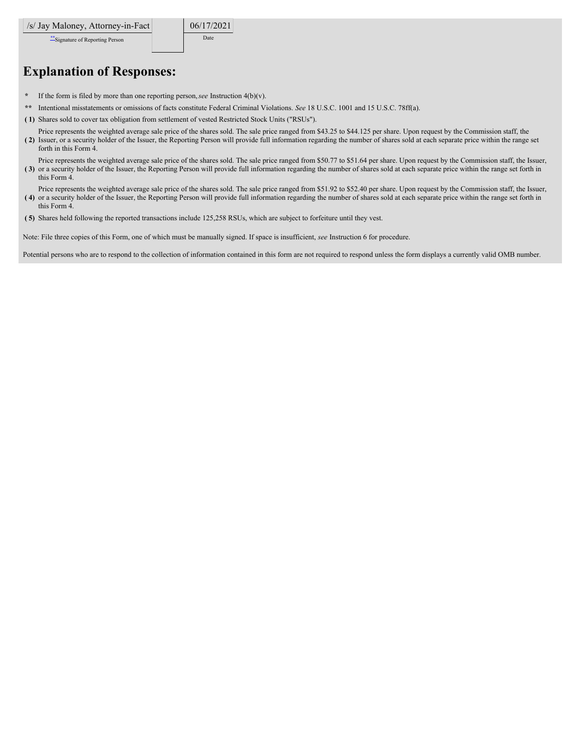| /s/ Jay Maloney, Attorney-in-Fact | | 06/17/2021 |
| --- | --- | --- |
| ** Signature of Reporting Person | | Date |

## Explanation of Responses:

- \* If the form is filed by more than one reporting person, *see* Instruction 4(b)(v).
- \*\* Intentional misstatements or omissions of facts constitute Federal Criminal Violations. *See* 18 U.S.C. 1001 and 15 U.S.C. 78ff(a).
- **( 1)** Shares sold to cover tax obligation from settlement of vested Restricted Stock Units ("RSUs").
- **( 2)** Price represents the weighted average sale price of the shares sold. The sale price ranged from $43.25 to $44.125 per share. Upon request by the Commission staff, the Issuer, or a security holder of the Issuer, the Reporting Person will provide full information regarding the number of shares sold at each separate price within the range set forth in this Form 4.
- **( 3)** Price represents the weighted average sale price of the shares sold. The sale price ranged from $50.77 to $51.64 per share. Upon request by the Commission staff, the Issuer, or a security holder of the Issuer, the Reporting Person will provide full information regarding the number of shares sold at each separate price within the range set forth in this Form 4.
- **( 4)** Price represents the weighted average sale price of the shares sold. The sale price ranged from $51.92 to $52.40 per share. Upon request by the Commission staff, the Issuer, or a security holder of the Issuer, the Reporting Person will provide full information regarding the number of shares sold at each separate price within the range set forth in this Form 4.
- **( 5)** Shares held following the reported transactions include 125,258 RSUs, which are subject to forfeiture until they vest.

Note: File three copies of this Form, one of which must be manually signed. If space is insufficient, *see* Instruction 6 for procedure.

Potential persons who are to respond to the collection of information contained in this form are not required to respond unless the form displays a currently valid OMB number.